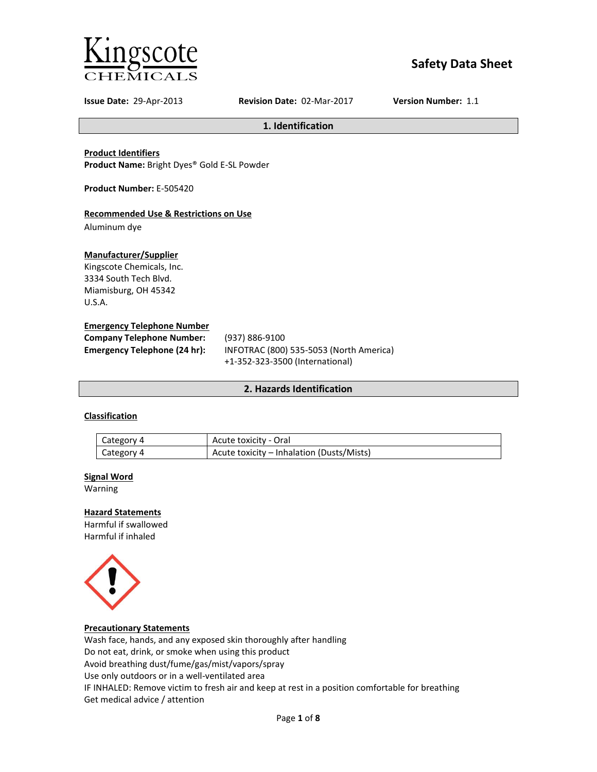Kingscote CHEMICALS

# Safety Data Sheet

**Issue Date:** 29-Apr-2013 **Revision Date:** 02-Mar-2017 **Version Number:** 1.1

## 1. Identification

**Product Identifiers**
**Product Name:** Bright Dyes® Gold E-SL Powder

**Product Number:** E-505420

**Recommended Use & Restrictions on Use**
Aluminum dye

**Manufacturer/Supplier**
Kingscote Chemicals, Inc.
3334 South Tech Blvd.
Miamisburg, OH 45342
U.S.A.

**Emergency Telephone Number**

**Company Telephone Number:** (937) 886-9100
**Emergency Telephone (24 hr):** INFOTRAC (800) 535-5053 (North America)
+1-352-323-3500 (International)

## 2. Hazards Identification

**Classification**

| Category | Hazard |
|---|---|
| Category 4 | Acute toxicity - Oral |
| Category 4 | Acute toxicity – Inhalation (Dusts/Mists) |

**Signal Word**
Warning

**Hazard Statements**
Harmful if swallowed
Harmful if inhaled

**Precautionary Statements**
Wash face, hands, and any exposed skin thoroughly after handling
Do not eat, drink, or smoke when using this product
Avoid breathing dust/fume/gas/mist/vapors/spray
Use only outdoors or in a well-ventilated area
IF INHALED: Remove victim to fresh air and keep at rest in a position comfortable for breathing
Get medical advice / attention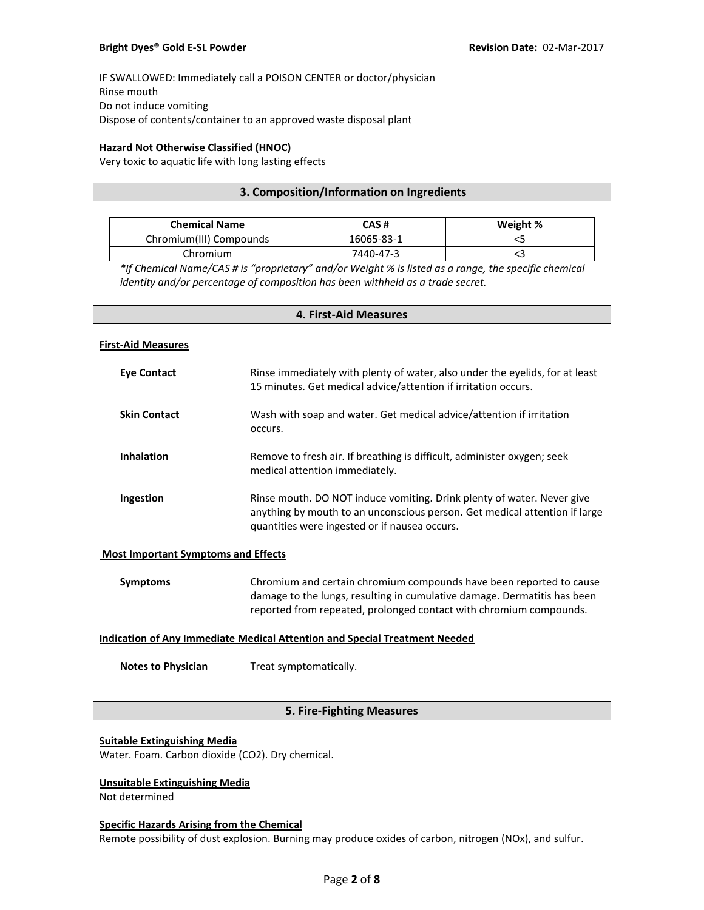IF SWALLOWED: Immediately call a POISON CENTER or doctor/physician
Rinse mouth
Do not induce vomiting
Dispose of contents/container to an approved waste disposal plant

**Hazard Not Otherwise Classified (HNOC)**
Very toxic to aquatic life with long lasting effects

## 3. Composition/Information on Ingredients

| Chemical Name | CAS # | Weight % |
|---|---|---|
| Chromium(III) Compounds | 16065-83-1 | <5 |
| Chromium | 7440-47-3 | <3 |

*\*If Chemical Name/CAS # is "proprietary" and/or Weight % is listed as a range, the specific chemical identity and/or percentage of composition has been withheld as a trade secret.*

## 4. First-Aid Measures

**First-Aid Measures**

**Eye Contact** Rinse immediately with plenty of water, also under the eyelids, for at least 15 minutes. Get medical advice/attention if irritation occurs.

**Skin Contact** Wash with soap and water. Get medical advice/attention if irritation occurs.

**Inhalation** Remove to fresh air. If breathing is difficult, administer oxygen; seek medical attention immediately.

**Ingestion** Rinse mouth. DO NOT induce vomiting. Drink plenty of water. Never give anything by mouth to an unconscious person. Get medical attention if large quantities were ingested or if nausea occurs.

**Most Important Symptoms and Effects**

**Symptoms** Chromium and certain chromium compounds have been reported to cause damage to the lungs, resulting in cumulative damage. Dermatitis has been reported from repeated, prolonged contact with chromium compounds.

**Indication of Any Immediate Medical Attention and Special Treatment Needed**

**Notes to Physician** Treat symptomatically.

## 5. Fire-Fighting Measures

**Suitable Extinguishing Media**
Water. Foam. Carbon dioxide ($CO_2$). Dry chemical.

**Unsuitable Extinguishing Media**
Not determined

**Specific Hazards Arising from the Chemical**
Remote possibility of dust explosion. Burning may produce oxides of carbon, nitrogen ($NO_x$), and sulfur.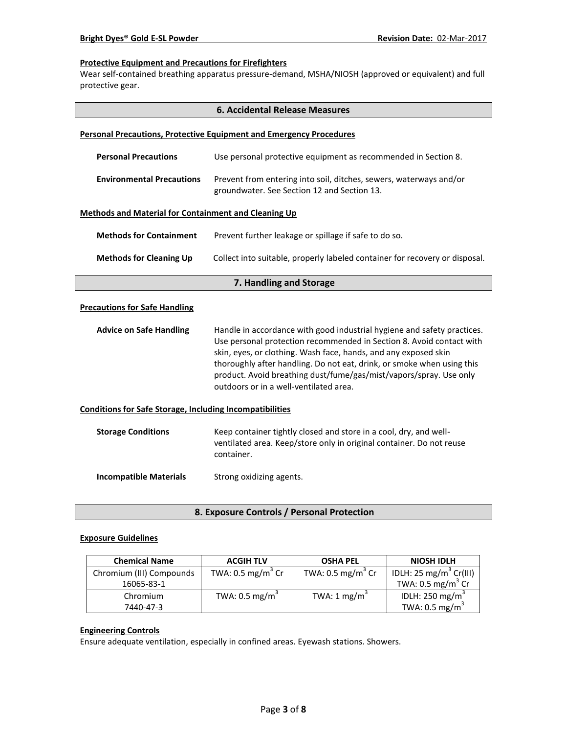#### Protective Equipment and Precautions for Firefighters

Wear self-contained breathing apparatus pressure-demand, MSHA/NIOSH (approved or equivalent) and full protective gear.

## 6. Accidental Release Measures

### Personal Precautions, Protective Equipment and Emergency Procedures

**Personal Precautions** Use personal protective equipment as recommended in Section 8.

**Environmental Precautions** Prevent from entering into soil, ditches, sewers, waterways and/or groundwater. See Section 12 and Section 13.

### Methods and Material for Containment and Cleaning Up

**Methods for Containment** Prevent further leakage or spillage if safe to do so.

**Methods for Cleaning Up** Collect into suitable, properly labeled container for recovery or disposal.

## 7. Handling and Storage

### Precautions for Safe Handling

**Advice on Safe Handling** Handle in accordance with good industrial hygiene and safety practices. Use personal protection recommended in Section 8. Avoid contact with skin, eyes, or clothing. Wash face, hands, and any exposed skin thoroughly after handling. Do not eat, drink, or smoke when using this product. Avoid breathing dust/fume/gas/mist/vapors/spray. Use only outdoors or in a well-ventilated area.

### Conditions for Safe Storage, Including Incompatibilities

**Storage Conditions** Keep container tightly closed and store in a cool, dry, and well-ventilated area. Keep/store only in original container. Do not reuse container.

**Incompatible Materials** Strong oxidizing agents.

## 8. Exposure Controls / Personal Protection

### Exposure Guidelines

| Chemical Name | ACGIH TLV | OSHA PEL | NIOSH IDLH |
|---|---|---|---|
| Chromium (III) Compounds 16065-83-1 | TWA: 0.5 $mg/m^3$ Cr | TWA: 0.5 $mg/m^3$ Cr | IDLH: 25 $mg/m^3$ Cr(III) TWA: 0.5 $mg/m^3$ Cr |
| Chromium 7440-47-3 | TWA: 0.5 $mg/m^3$ | TWA: 1 $mg/m^3$ | IDLH: 250 $mg/m^3$ TWA: 0.5 $mg/m^3$ |

### Engineering Controls

Ensure adequate ventilation, especially in confined areas. Eyewash stations. Showers.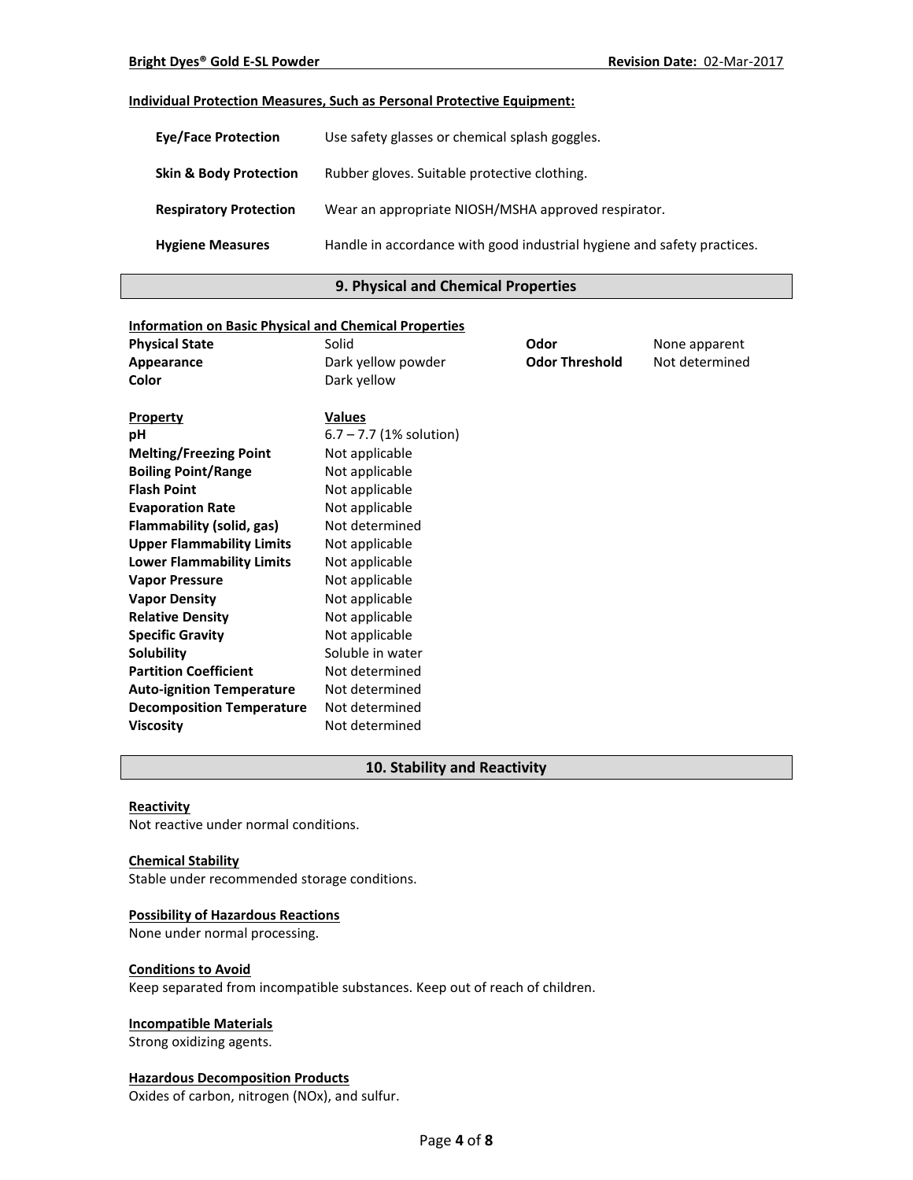**Individual Protection Measures, Such as Personal Protective Equipment:**

| | |
|---|---|
| **Eye/Face Protection** | Use safety glasses or chemical splash goggles. |
| **Skin & Body Protection** | Rubber gloves. Suitable protective clothing. |
| **Respiratory Protection** | Wear an appropriate NIOSH/MSHA approved respirator. |
| **Hygiene Measures** | Handle in accordance with good industrial hygiene and safety practices. |

## 9. Physical and Chemical Properties

**Information on Basic Physical and Chemical Properties**

| | | | |
|---|---|---|---|
| **Physical State** | Solid | **Odor** | None apparent |
| **Appearance** | Dark yellow powder | **Odor Threshold** | Not determined |
| **Color** | Dark yellow | | |

| **Property** | **Values** |
|---|---|
| **pH** | 6.7 – 7.7 (1% solution) |
| **Melting/Freezing Point** | Not applicable |
| **Boiling Point/Range** | Not applicable |
| **Flash Point** | Not applicable |
| **Evaporation Rate** | Not applicable |
| **Flammability (solid, gas)** | Not determined |
| **Upper Flammability Limits** | Not applicable |
| **Lower Flammability Limits** | Not applicable |
| **Vapor Pressure** | Not applicable |
| **Vapor Density** | Not applicable |
| **Relative Density** | Not applicable |
| **Specific Gravity** | Not applicable |
| **Solubility** | Soluble in water |
| **Partition Coefficient** | Not determined |
| **Auto-ignition Temperature** | Not determined |
| **Decomposition Temperature** | Not determined |
| **Viscosity** | Not determined |

## 10. Stability and Reactivity

**Reactivity**
Not reactive under normal conditions.

**Chemical Stability**
Stable under recommended storage conditions.

**Possibility of Hazardous Reactions**
None under normal processing.

**Conditions to Avoid**
Keep separated from incompatible substances. Keep out of reach of children.

**Incompatible Materials**
Strong oxidizing agents.

**Hazardous Decomposition Products**
Oxides of carbon, nitrogen (NOx), and sulfur.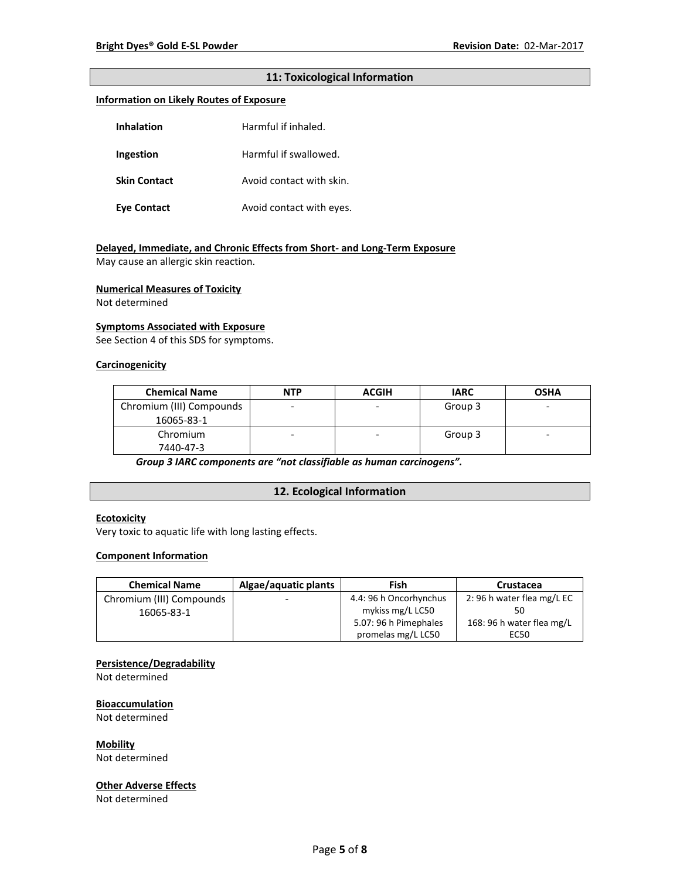## 11: Toxicological Information

**Information on Likely Routes of Exposure**

| | |
|---|---|
| **Inhalation** | Harmful if inhaled. |
| **Ingestion** | Harmful if swallowed. |
| **Skin Contact** | Avoid contact with skin. |
| **Eye Contact** | Avoid contact with eyes. |

**Delayed, Immediate, and Chronic Effects from Short- and Long-Term Exposure**
May cause an allergic skin reaction.

**Numerical Measures of Toxicity**
Not determined

**Symptoms Associated with Exposure**
See Section 4 of this SDS for symptoms.

**Carcinogenicity**

| Chemical Name | NTP | ACGIH | IARC | OSHA |
|---|---|---|---|---|
| Chromium (III) Compounds 16065-83-1 | - | - | Group 3 | - |
| Chromium 7440-47-3 | - | - | Group 3 | - |

***Group 3 IARC components are "not classifiable as human carcinogens".***

## 12. Ecological Information

**Ecotoxicity**
Very toxic to aquatic life with long lasting effects.

**Component Information**

| Chemical Name | Algae/aquatic plants | Fish | Crustacea |
|---|---|---|---|
| Chromium (III) Compounds 16065-83-1 | - | 4.4: 96 h Oncorhynchus mykiss mg/L LC50<br>5.07: 96 h Pimephales promelas mg/L LC50 | 2: 96 h water flea mg/L EC 50<br>168: 96 h water flea mg/L EC50 |

**Persistence/Degradability**
Not determined

**Bioaccumulation**
Not determined

**Mobility**
Not determined

**Other Adverse Effects**
Not determined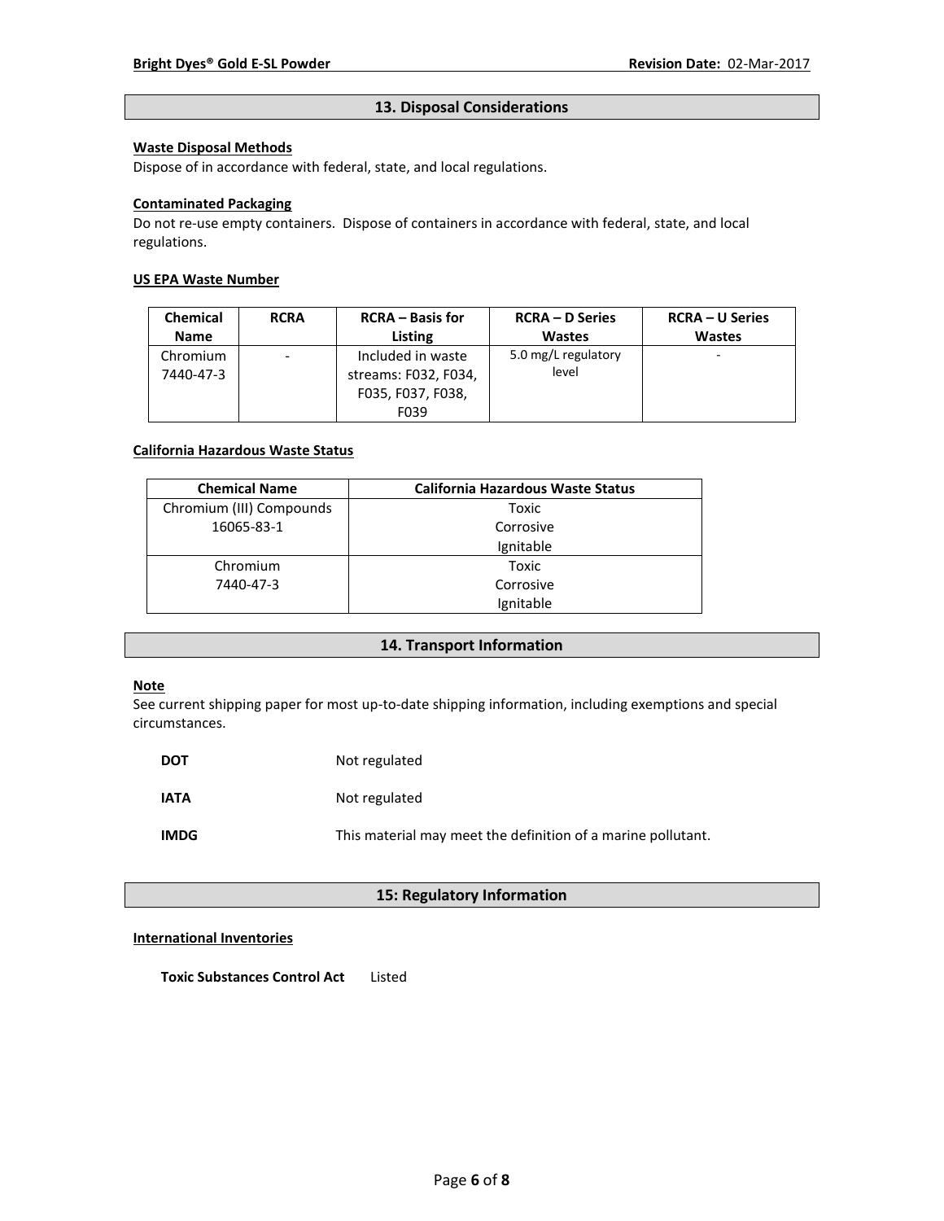## 13. Disposal Considerations

**Waste Disposal Methods**

Dispose of in accordance with federal, state, and local regulations.

**Contaminated Packaging**

Do not re-use empty containers. Dispose of containers in accordance with federal, state, and local regulations.

**US EPA Waste Number**

| Chemical Name | RCRA | RCRA – Basis for Listing | RCRA – D Series Wastes | RCRA – U Series Wastes |
|---|---|---|---|---|
| Chromium 7440-47-3 | - | Included in waste streams: F032, F034, F035, F037, F038, F039 | 5.0 mg/L regulatory level | - |

**California Hazardous Waste Status**

| Chemical Name | California Hazardous Waste Status |
|---|---|
| Chromium (III) Compounds 16065-83-1 | Toxic Corrosive Ignitable |
| Chromium 7440-47-3 | Toxic Corrosive Ignitable |

## 14. Transport Information

**Note**

See current shipping paper for most up-to-date shipping information, including exemptions and special circumstances.

**DOT** Not regulated

**IATA** Not regulated

**IMDG** This material may meet the definition of a marine pollutant.

## 15: Regulatory Information

**International Inventories**

**Toxic Substances Control Act** Listed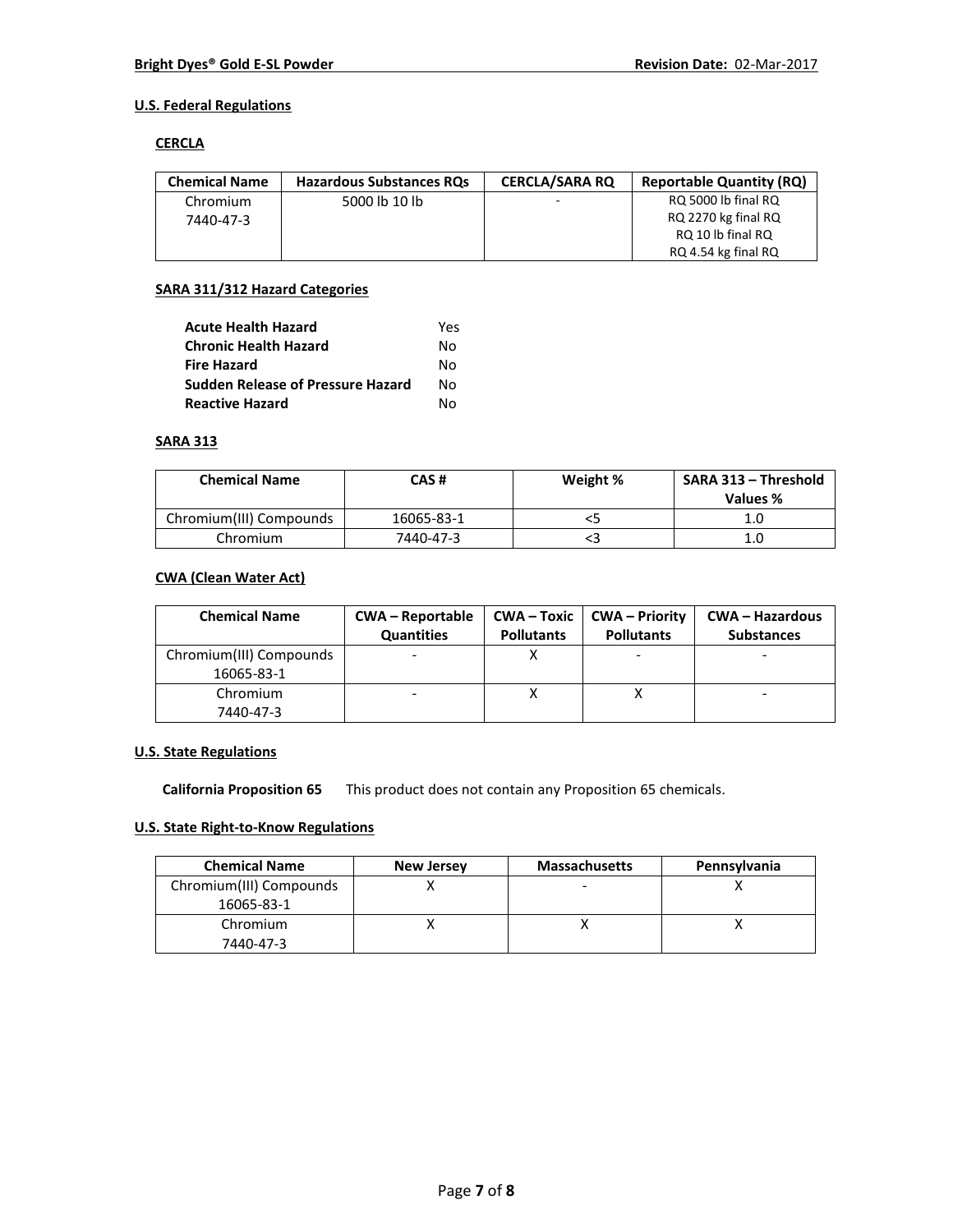## U.S. Federal Regulations

### CERCLA

| Chemical Name | Hazardous Substances RQs | CERCLA/SARA RQ | Reportable Quantity (RQ) |
|---|---|---|---|
| Chromium 7440-47-3 | 5000 lb 10 lb | - | RQ 5000 lb final RQ RQ 2270 kg final RQ RQ 10 lb final RQ RQ 4.54 kg final RQ |

### SARA 311/312 Hazard Categories

| | |
|---|---|
| **Acute Health Hazard** | Yes |
| **Chronic Health Hazard** | No |
| **Fire Hazard** | No |
| **Sudden Release of Pressure Hazard** | No |
| **Reactive Hazard** | No |

### SARA 313

| Chemical Name | CAS # | Weight % | SARA 313 – Threshold Values % |
|---|---|---|---|
| Chromium(III) Compounds | 16065-83-1 | <5 | 1.0 |
| Chromium | 7440-47-3 | <3 | 1.0 |

### CWA (Clean Water Act)

| Chemical Name | CWA – Reportable Quantities | CWA – Toxic Pollutants | CWA – Priority Pollutants | CWA – Hazardous Substances |
|---|---|---|---|---|
| Chromium(III) Compounds 16065-83-1 | - | X | - | - |
| Chromium 7440-47-3 | - | X | X | - |

## U.S. State Regulations

**California Proposition 65** This product does not contain any Proposition 65 chemicals.

## U.S. State Right-to-Know Regulations

| Chemical Name | New Jersey | Massachusetts | Pennsylvania |
|---|---|---|---|
| Chromium(III) Compounds 16065-83-1 | X | - | X |
| Chromium 7440-47-3 | X | X | X |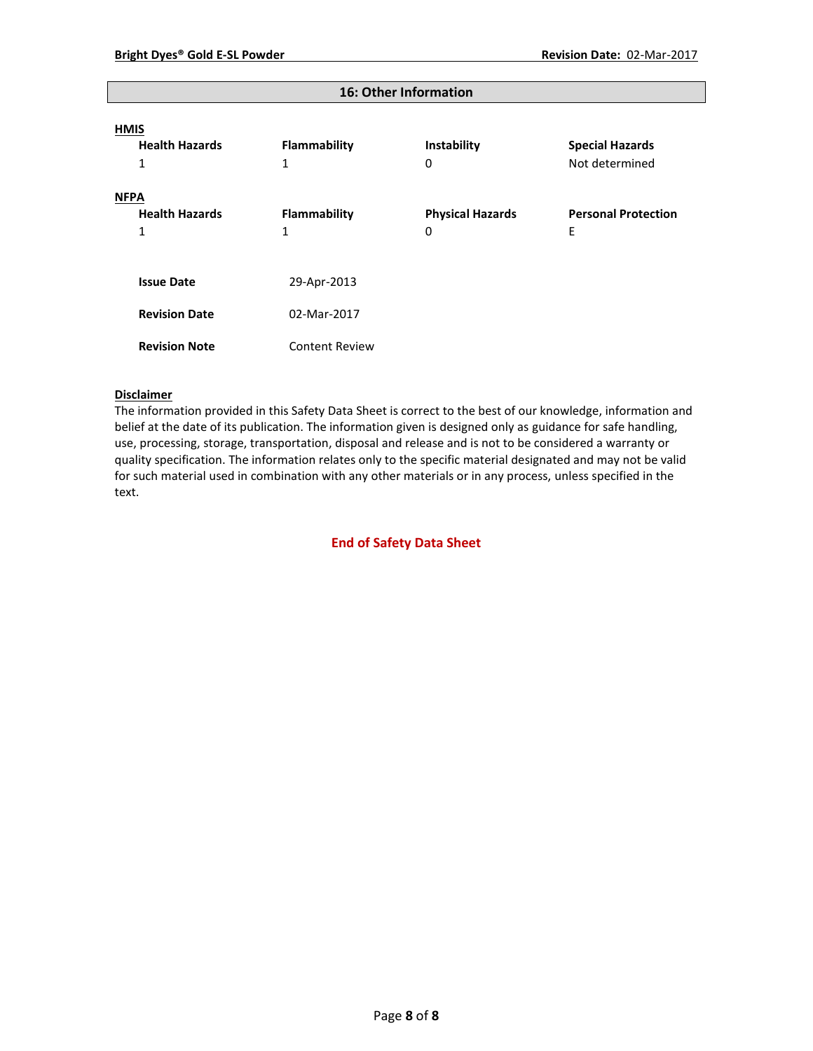## 16: Other Information

**HMIS**

| Health Hazards | Flammability | Instability | Special Hazards |
|---|---|---|---|
| 1 | 1 | 0 | Not determined |

**NFPA**

| Health Hazards | Flammability | Physical Hazards | Personal Protection |
|---|---|---|---|
| 1 | 1 | 0 | E |

| | |
|---|---|
| **Issue Date** | 29-Apr-2013 |
| **Revision Date** | 02-Mar-2017 |
| **Revision Note** | Content Review |

**Disclaimer**

The information provided in this Safety Data Sheet is correct to the best of our knowledge, information and belief at the date of its publication. The information given is designed only as guidance for safe handling, use, processing, storage, transportation, disposal and release and is not to be considered a warranty or quality specification. The information relates only to the specific material designated and may not be valid for such material used in combination with any other materials or in any process, unless specified in the text.

**End of Safety Data Sheet**